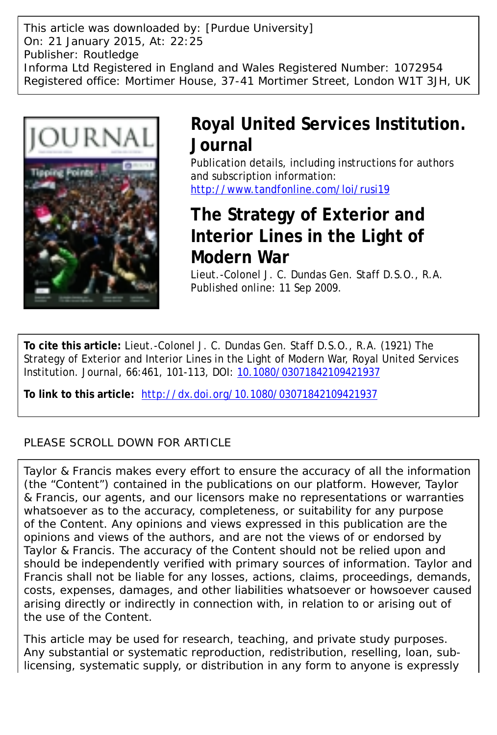This article was downloaded by: [Purdue University]
On: 21 January 2015, At: 22:25
Publisher: Routledge
Informa Ltd Registered in England and Wales Registered Number: 1072954
Registered office: Mortimer House, 37-41 Mortimer Street, London W1T 3JH, UK

# Royal United Services Institution. Journal

Publication details, including instructions for authors and subscription information:
http://www.tandfonline.com/loi/rusi19

# The Strategy of Exterior and Interior Lines in the Light of Modern War

Lieut.-Colonel J. C. Dundas Gen. Staff D.S.O., R.A.
Published online: 11 Sep 2009.

**To cite this article:** Lieut.-Colonel J. C. Dundas Gen. Staff D.S.O., R.A. (1921) The Strategy of Exterior and Interior Lines in the Light of Modern War, Royal United Services Institution. Journal, 66:461, 101-113, DOI: 10.1080/03071842109421937

**To link to this article:** http://dx.doi.org/10.1080/03071842109421937

PLEASE SCROLL DOWN FOR ARTICLE

Taylor & Francis makes every effort to ensure the accuracy of all the information (the "Content") contained in the publications on our platform. However, Taylor & Francis, our agents, and our licensors make no representations or warranties whatsoever as to the accuracy, completeness, or suitability for any purpose of the Content. Any opinions and views expressed in this publication are the opinions and views of the authors, and are not the views of or endorsed by Taylor & Francis. The accuracy of the Content should not be relied upon and should be independently verified with primary sources of information. Taylor and Francis shall not be liable for any losses, actions, claims, proceedings, demands, costs, expenses, damages, and other liabilities whatsoever or howsoever caused arising directly or indirectly in connection with, in relation to or arising out of the use of the Content.

This article may be used for research, teaching, and private study purposes. Any substantial or systematic reproduction, redistribution, reselling, loan, sub-licensing, systematic supply, or distribution in any form to anyone is expressly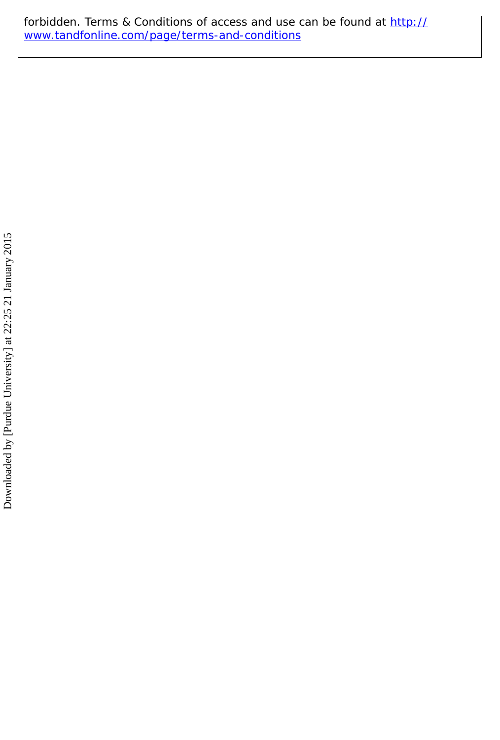forbidden. Terms & Conditions of access and use can be found at http://www.tandfonline.com/page/terms-and-conditions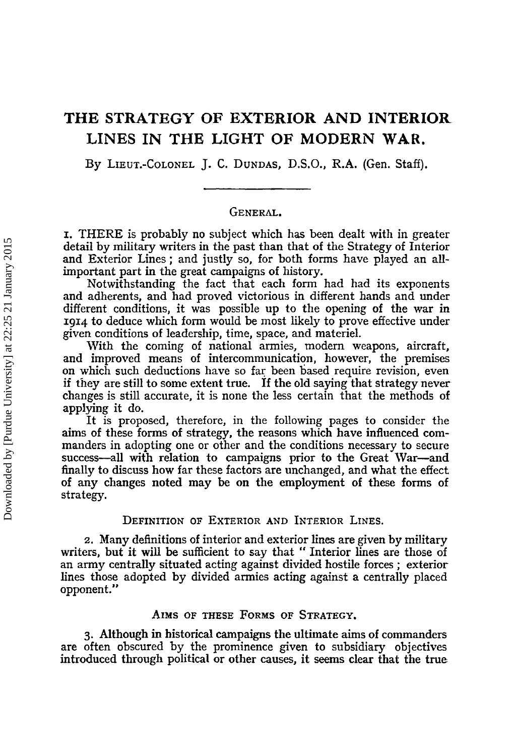# THE STRATEGY OF EXTERIOR AND INTERIOR LINES IN THE LIGHT OF MODERN WAR.

By Lieut.-Colonel J. C. Dundas, D.S.O., R.A. (Gen. Staff).

## General.

1. THERE is probably no subject which has been dealt with in greater detail by military writers in the past than that of the Strategy of Interior and Exterior Lines; and justly so, for both forms have played an all-important part in the great campaigns of history.

Notwithstanding the fact that each form had had its exponents and adherents, and had proved victorious in different hands and under different conditions, it was possible up to the opening of the war in 1914 to deduce which form would be most likely to prove effective under given conditions of leadership, time, space, and materiel.

With the coming of national armies, modern weapons, aircraft, and improved means of intercommunication, however, the premises on which such deductions have so far been based require revision, even if they are still to some extent true. If the old saying that strategy never changes is still accurate, it is none the less certain that the methods of applying it do.

It is proposed, therefore, in the following pages to consider the aims of these forms of strategy, the reasons which have influenced commanders in adopting one or other and the conditions necessary to secure success—all with relation to campaigns prior to the Great War—and finally to discuss how far these factors are unchanged, and what the effect of any changes noted may be on the employment of these forms of strategy.

## Definition of Exterior and Interior Lines.

2. Many definitions of interior and exterior lines are given by military writers, but it will be sufficient to say that " Interior lines are those of an army centrally situated acting against divided hostile forces; exterior lines those adopted by divided armies acting against a centrally placed opponent."

## Aims of these Forms of Strategy.

3. Although in historical campaigns the ultimate aims of commanders are often obscured by the prominence given to subsidiary objectives introduced through political or other causes, it seems clear that the true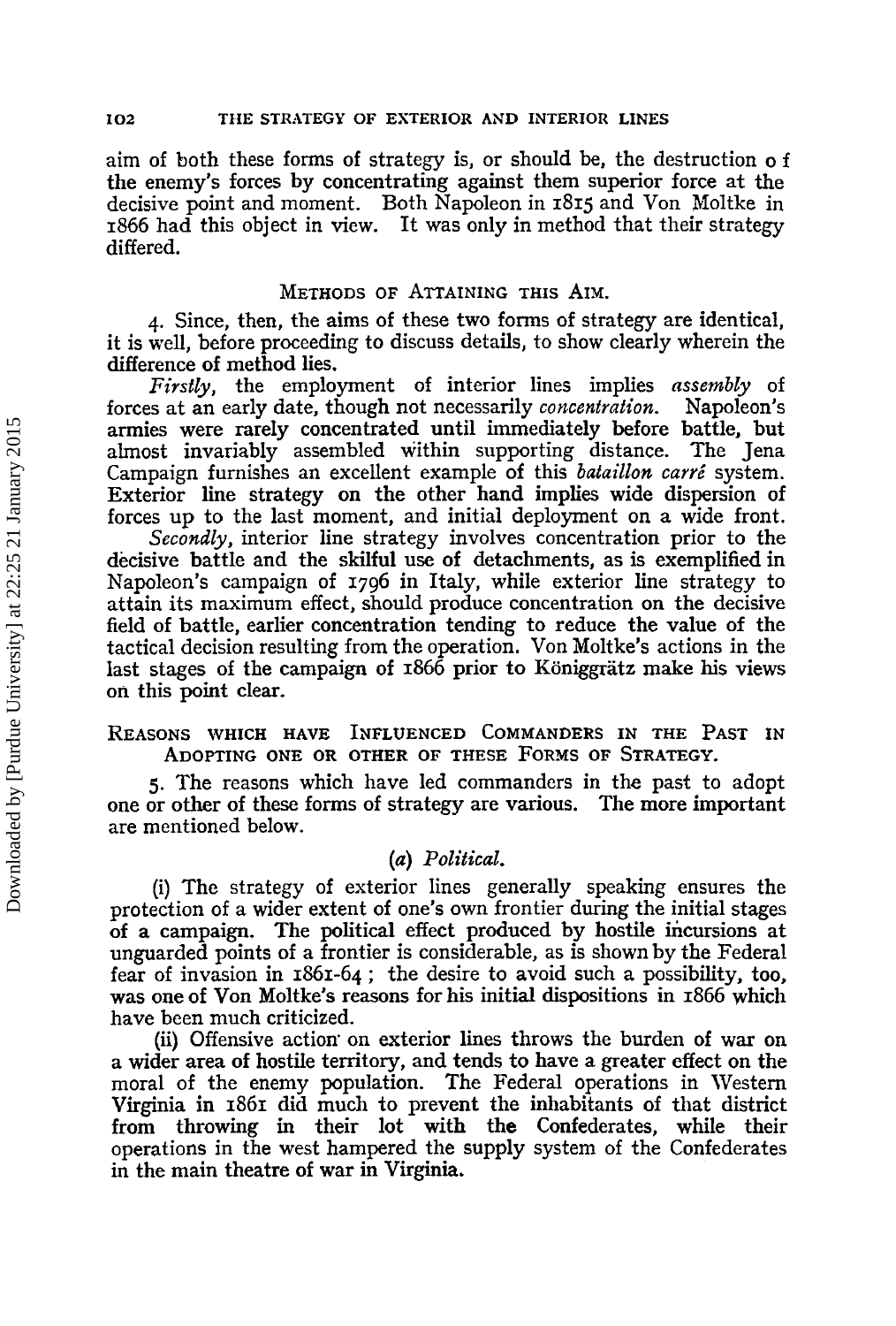aim of both these forms of strategy is, or should be, the destruction o f the enemy's forces by concentrating against them superior force at the decisive point and moment. Both Napoleon in 1815 and Von Moltke in 1866 had this object in view. It was only in method that their strategy differed.

### Methods of Attaining this Aim.

4. Since, then, the aims of these two forms of strategy are identical, it is well, before proceeding to discuss details, to show clearly wherein the difference of method lies.

*Firstly*, the employment of interior lines implies *assembly* of forces at an early date, though not necessarily *concentration*. Napoleon's armies were rarely concentrated until immediately before battle, but almost invariably assembled within supporting distance. The Jena Campaign furnishes an excellent example of this *bataillon carré* system. Exterior line strategy on the other hand implies wide dispersion of forces up to the last moment, and initial deployment on a wide front.

*Secondly*, interior line strategy involves concentration prior to the decisive battle and the skilful use of detachments, as is exemplified in Napoleon's campaign of 1796 in Italy, while exterior line strategy to attain its maximum effect, should produce concentration on the decisive field of battle, earlier concentration tending to reduce the value of the tactical decision resulting from the operation. Von Moltke's actions in the last stages of the campaign of 1866 prior to Königgrätz make his views on this point clear.

### Reasons which have Influenced Commanders in the Past in Adopting One or Other of these Forms of Strategy.

5. The reasons which have led commanders in the past to adopt one or other of these forms of strategy are various. The more important are mentioned below.

#### (*a*) *Political.*

(i) The strategy of exterior lines generally speaking ensures the protection of a wider extent of one's own frontier during the initial stages of a campaign. The political effect produced by hostile incursions at unguarded points of a frontier is considerable, as is shown by the Federal fear of invasion in 1861-64; the desire to avoid such a possibility, too, was one of Von Moltke's reasons for his initial dispositions in 1866 which have been much criticized.

(ii) Offensive action on exterior lines throws the burden of war on a wider area of hostile territory, and tends to have a greater effect on the moral of the enemy population. The Federal operations in Western Virginia in 1861 did much to prevent the inhabitants of that district from throwing in their lot with the Confederates, while their operations in the west hampered the supply system of the Confederates in the main theatre of war in Virginia.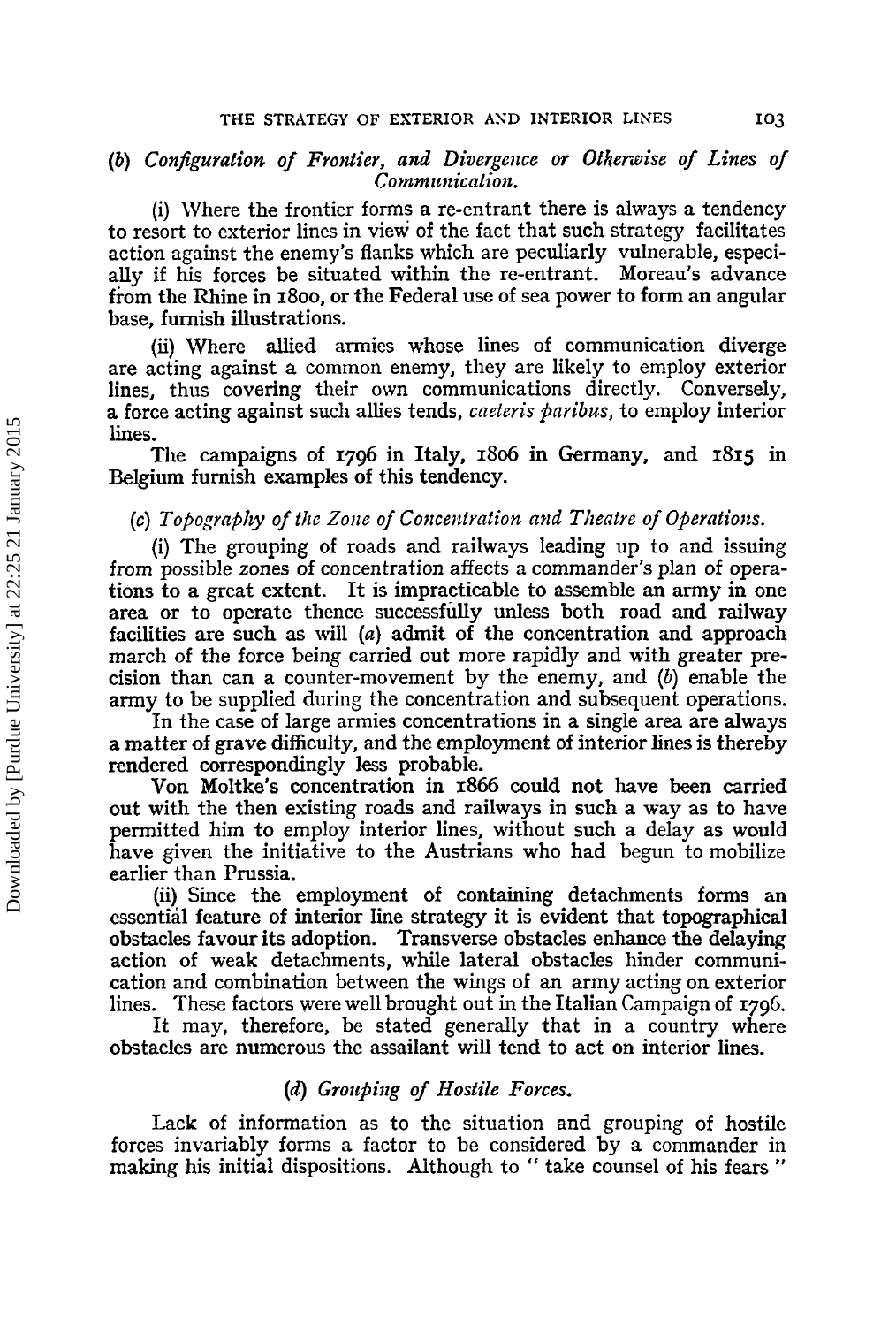### (b) *Configuration of Frontier, and Divergence or Otherwise of Lines of Communication.*

(i) Where the frontier forms a re-entrant there is always a tendency to resort to exterior lines in view of the fact that such strategy facilitates action against the enemy's flanks which are peculiarly vulnerable, especially if his forces be situated within the re-entrant. Moreau's advance from the Rhine in 1800, or the Federal use of sea power to form an angular base, furnish illustrations.

(ii) Where allied armies whose lines of communication diverge are acting against a common enemy, they are likely to employ exterior lines, thus covering their own communications directly. Conversely, a force acting against such allies tends, *caeteris paribus*, to employ interior lines.

The campaigns of 1796 in Italy, 1806 in Germany, and 1815 in Belgium furnish examples of this tendency.

### (c) *Topography of the Zone of Concentration and Theatre of Operations.*

(i) The grouping of roads and railways leading up to and issuing from possible zones of concentration affects a commander's plan of operations to a great extent. It is impracticable to assemble an army in one area or to operate thence successfully unless both road and railway facilities are such as will (*a*) admit of the concentration and approach march of the force being carried out more rapidly and with greater precision than can a counter-movement by the enemy, and (*b*) enable the army to be supplied during the concentration and subsequent operations.

In the case of large armies concentrations in a single area are always a matter of grave difficulty, and the employment of interior lines is thereby rendered correspondingly less probable.

Von Moltke's concentration in 1866 could not have been carried out with the then existing roads and railways in such a way as to have permitted him to employ interior lines, without such a delay as would have given the initiative to the Austrians who had begun to mobilize earlier than Prussia.

(ii) Since the employment of containing detachments forms an essential feature of interior line strategy it is evident that topographical obstacles favour its adoption. Transverse obstacles enhance the delaying action of weak detachments, while lateral obstacles hinder communication and combination between the wings of an army acting on exterior lines. These factors were well brought out in the Italian Campaign of 1796.

It may, therefore, be stated generally that in a country where obstacles are numerous the assailant will tend to act on interior lines.

### (d) *Grouping of Hostile Forces.*

Lack of information as to the situation and grouping of hostile forces invariably forms a factor to be considered by a commander in making his initial dispositions. Although to " take counsel of his fears "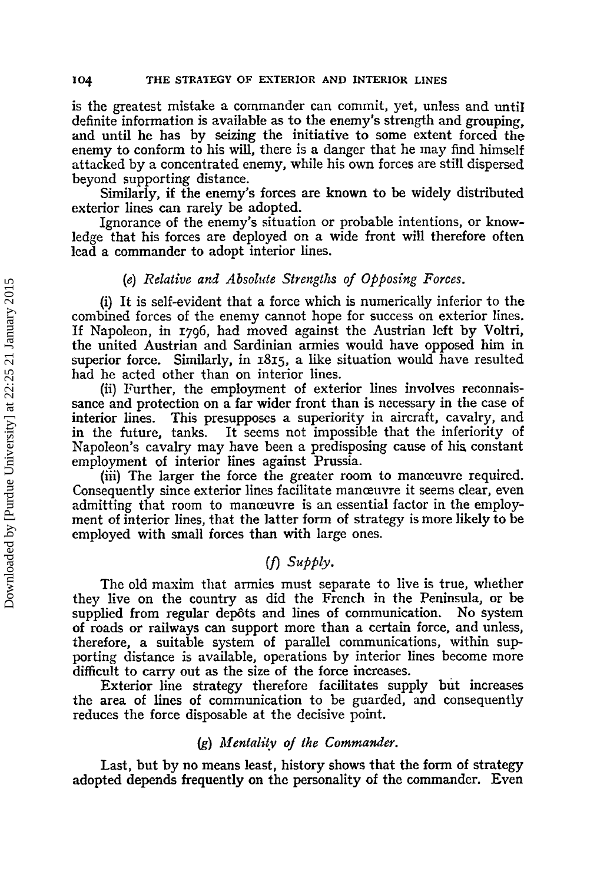is the greatest mistake a commander can commit, yet, unless and until definite information is available as to the enemy's strength and grouping, and until he has by seizing the initiative to some extent forced the enemy to conform to his will, there is a danger that he may find himself attacked by a concentrated enemy, while his own forces are still dispersed beyond supporting distance.

Similarly, if the enemy's forces are known to be widely distributed exterior lines can rarely be adopted.

Ignorance of the enemy's situation or probable intentions, or knowledge that his forces are deployed on a wide front will therefore often lead a commander to adopt interior lines.

### (e) *Relative and Absolute Strengths of Opposing Forces.*

(i) It is self-evident that a force which is numerically inferior to the combined forces of the enemy cannot hope for success on exterior lines. If Napoleon, in 1796, had moved against the Austrian left by Voltri, the united Austrian and Sardinian armies would have opposed him in superior force. Similarly, in 1815, a like situation would have resulted had he acted other than on interior lines.

(ii) Further, the employment of exterior lines involves reconnaissance and protection on a far wider front than is necessary in the case of interior lines. This presupposes a superiority in aircraft, cavalry, and in the future, tanks. It seems not impossible that the inferiority of Napoleon's cavalry may have been a predisposing cause of his constant employment of interior lines against Prussia.

(iii) The larger the force the greater room to manœuvre required. Consequently since exterior lines facilitate manœuvre it seems clear, even admitting that room to manœuvre is an essential factor in the employment of interior lines, that the latter form of strategy is more likely to be employed with small forces than with large ones.

### (f) *Supply.*

The old maxim that armies must separate to live is true, whether they live on the country as did the French in the Peninsula, or be supplied from regular depôts and lines of communication. No system of roads or railways can support more than a certain force, and unless, therefore, a suitable system of parallel communications, within supporting distance is available, operations by interior lines become more difficult to carry out as the size of the force increases.

Exterior line strategy therefore facilitates supply but increases the area of lines of communication to be guarded, and consequently reduces the force disposable at the decisive point.

### (g) *Mentality of the Commander.*

Last, but by no means least, history shows that the form of strategy adopted depends frequently on the personality of the commander. Even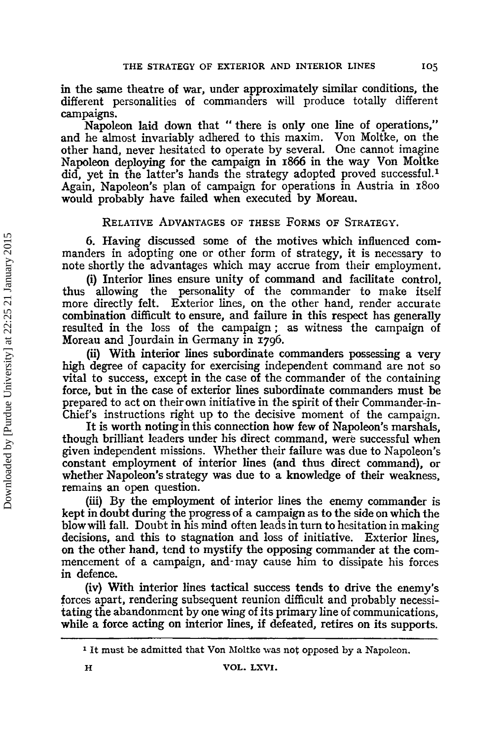in the same theatre of war, under approximately similar conditions, the different personalities of commanders will produce totally different campaigns.

Napoleon laid down that " there is only one line of operations," and he almost invariably adhered to this maxim. Von Moltke, on the other hand, never hesitated to operate by several. One cannot imagine Napoleon deploying for the campaign in 1866 in the way Von Moltke did, yet in the latter's hands the strategy adopted proved successful.[1] Again, Napoleon's plan of campaign for operations in Austria in 1800 would probably have failed when executed by Moreau.

### Relative Advantages of these Forms of Strategy.

6. Having discussed some of the motives which influenced commanders in adopting one or other form of strategy, it is necessary to note shortly the advantages which may accrue from their employment.

(i) Interior lines ensure unity of command and facilitate control, thus allowing the personality of the commander to make itself more directly felt. Exterior lines, on the other hand, render accurate combination difficult to ensure, and failure in this respect has generally resulted in the loss of the campaign; as witness the campaign of Moreau and Jourdain in Germany in 1796.

(ii) With interior lines subordinate commanders possessing a very high degree of capacity for exercising independent command are not so vital to success, except in the case of the commander of the containing force, but in the case of exterior lines subordinate commanders must be prepared to act on their own initiative in the spirit of their Commander-in-Chief's instructions right up to the decisive moment of the campaign.

It is worth noting in this connection how few of Napoleon's marshals, though brilliant leaders under his direct command, were successful when given independent missions. Whether their failure was due to Napoleon's constant employment of interior lines (and thus direct command), or whether Napoleon's strategy was due to a knowledge of their weakness, remains an open question.

(iii) By the employment of interior lines the enemy commander is kept in doubt during the progress of a campaign as to the side on which the blow will fall. Doubt in his mind often leads in turn to hesitation in making decisions, and this to stagnation and loss of initiative. Exterior lines, on the other hand, tend to mystify the opposing commander at the commencement of a campaign, and may cause him to dissipate his forces in defence.

(iv) With interior lines tactical success tends to drive the enemy's forces apart, rendering subsequent reunion difficult and probably necessitating the abandonment by one wing of its primary line of communications, while a force acting on interior lines, if defeated, retires on its supports.

---

[1] It must be admitted that Von Moltke was not opposed by a Napoleon.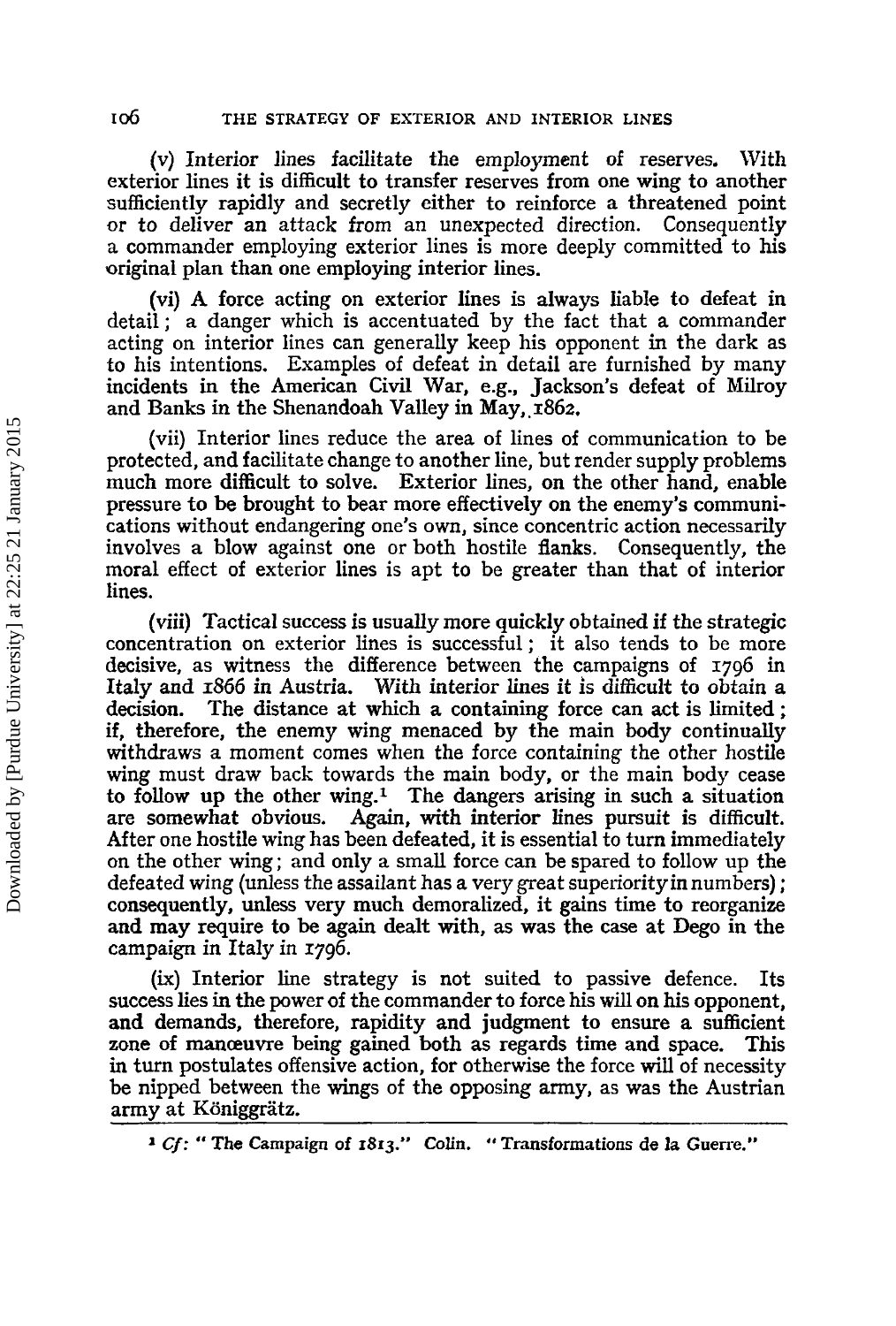(v) Interior lines facilitate the employment of reserves. With exterior lines it is difficult to transfer reserves from one wing to another sufficiently rapidly and secretly either to reinforce a threatened point or to deliver an attack from an unexpected direction. Consequently a commander employing exterior lines is more deeply committed to his original plan than one employing interior lines.

(vi) A force acting on exterior lines is always liable to defeat in detail; a danger which is accentuated by the fact that a commander acting on interior lines can generally keep his opponent in the dark as to his intentions. Examples of defeat in detail are furnished by many incidents in the American Civil War, e.g., Jackson's defeat of Milroy and Banks in the Shenandoah Valley in May, 1862.

(vii) Interior lines reduce the area of lines of communication to be protected, and facilitate change to another line, but render supply problems much more difficult to solve. Exterior lines, on the other hand, enable pressure to be brought to bear more effectively on the enemy's communications without endangering one's own, since concentric action necessarily involves a blow against one or both hostile flanks. Consequently, the moral effect of exterior lines is apt to be greater than that of interior lines.

(viii) Tactical success is usually more quickly obtained if the strategic concentration on exterior lines is successful; it also tends to be more decisive, as witness the difference between the campaigns of 1796 in Italy and 1866 in Austria. With interior lines it is difficult to obtain a decision. The distance at which a containing force can act is limited; if, therefore, the enemy wing menaced by the main body continually withdraws a moment comes when the force containing the other hostile wing must draw back towards the main body, or the main body cease to follow up the other wing.[1] The dangers arising in such a situation are somewhat obvious. Again, with interior lines pursuit is difficult. After one hostile wing has been defeated, it is essential to turn immediately on the other wing; and only a small force can be spared to follow up the defeated wing (unless the assailant has a very great superiority in numbers); consequently, unless very much demoralized, it gains time to reorganize and may require to be again dealt with, as was the case at Dego in the campaign in Italy in 1796.

(ix) Interior line strategy is not suited to passive defence. Its success lies in the power of the commander to force his will on his opponent, and demands, therefore, rapidity and judgment to ensure a sufficient zone of manœuvre being gained both as regards time and space. This in turn postulates offensive action, for otherwise the force will of necessity be nipped between the wings of the opposing army, as was the Austrian army at Königgrätz.

[1] *Cf*: "The Campaign of 1813." Colin. "Transformations de la Guerre."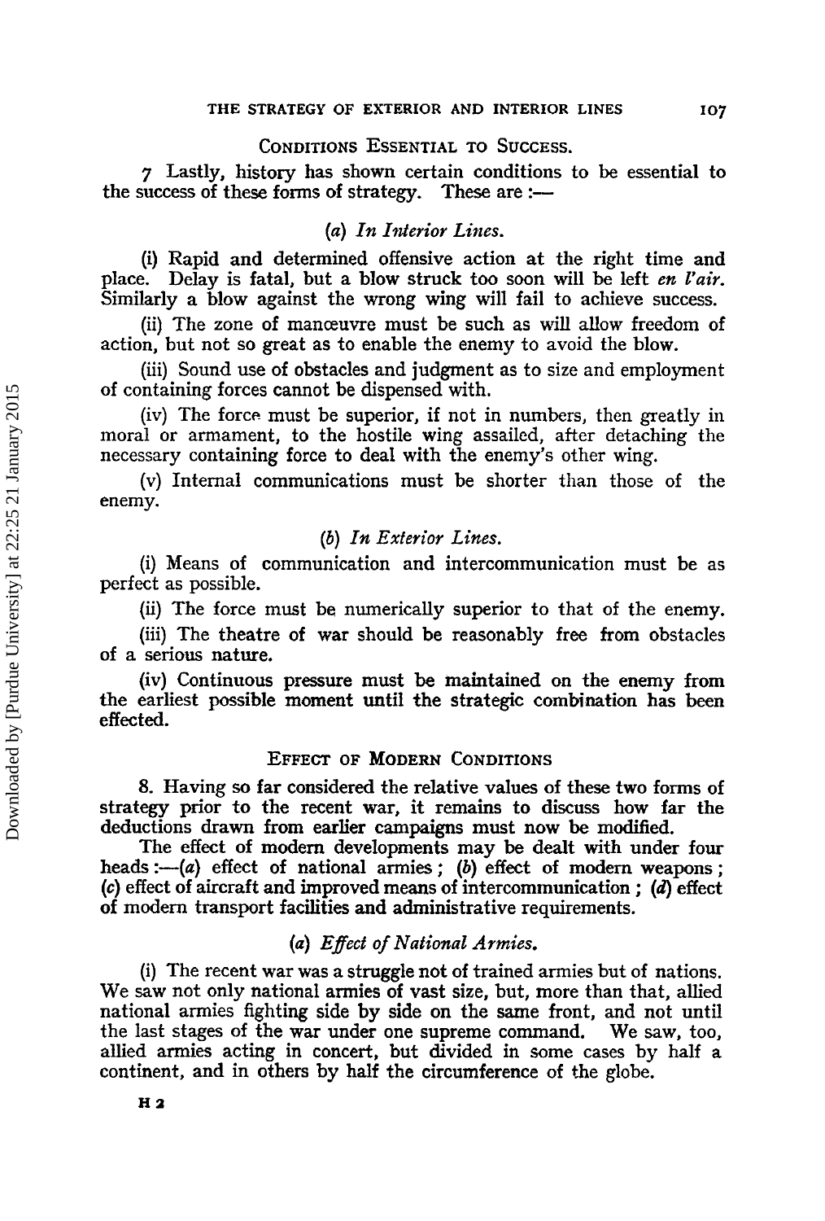### Conditions Essential to Success.

7 Lastly, history has shown certain conditions to be essential to the success of these forms of strategy. These are :—

#### (a) *In Interior Lines.*

(i) Rapid and determined offensive action at the right time and place. Delay is fatal, but a blow struck too soon will be left *en l'air*. Similarly a blow against the wrong wing will fail to achieve success.

(ii) The zone of manœuvre must be such as will allow freedom of action, but not so great as to enable the enemy to avoid the blow.

(iii) Sound use of obstacles and judgment as to size and employment of containing forces cannot be dispensed with.

(iv) The force must be superior, if not in numbers, then greatly in moral or armament, to the hostile wing assailed, after detaching the necessary containing force to deal with the enemy's other wing.

(v) Internal communications must be shorter than those of the enemy.

#### (b) *In Exterior Lines.*

(i) Means of communication and intercommunication must be as perfect as possible.

(ii) The force must be numerically superior to that of the enemy.

(iii) The theatre of war should be reasonably free from obstacles of a serious nature.

(iv) Continuous pressure must be maintained on the enemy from the earliest possible moment until the strategic combination has been effected.

### Effect of Modern Conditions

8. Having so far considered the relative values of these two forms of strategy prior to the recent war, it remains to discuss how far the deductions drawn from earlier campaigns must now be modified.

The effect of modern developments may be dealt with under four heads :—(*a*) effect of national armies ; (*b*) effect of modern weapons ; (*c*) effect of aircraft and improved means of intercommunication ; (*d*) effect of modern transport facilities and administrative requirements.

#### (a) *Effect of National Armies.*

(i) The recent war was a struggle not of trained armies but of nations. We saw not only national armies of vast size, but, more than that, allied national armies fighting side by side on the same front, and not until the last stages of the war under one supreme command. We saw, too, allied armies acting in concert, but divided in some cases by half a continent, and in others by half the circumference of the globe.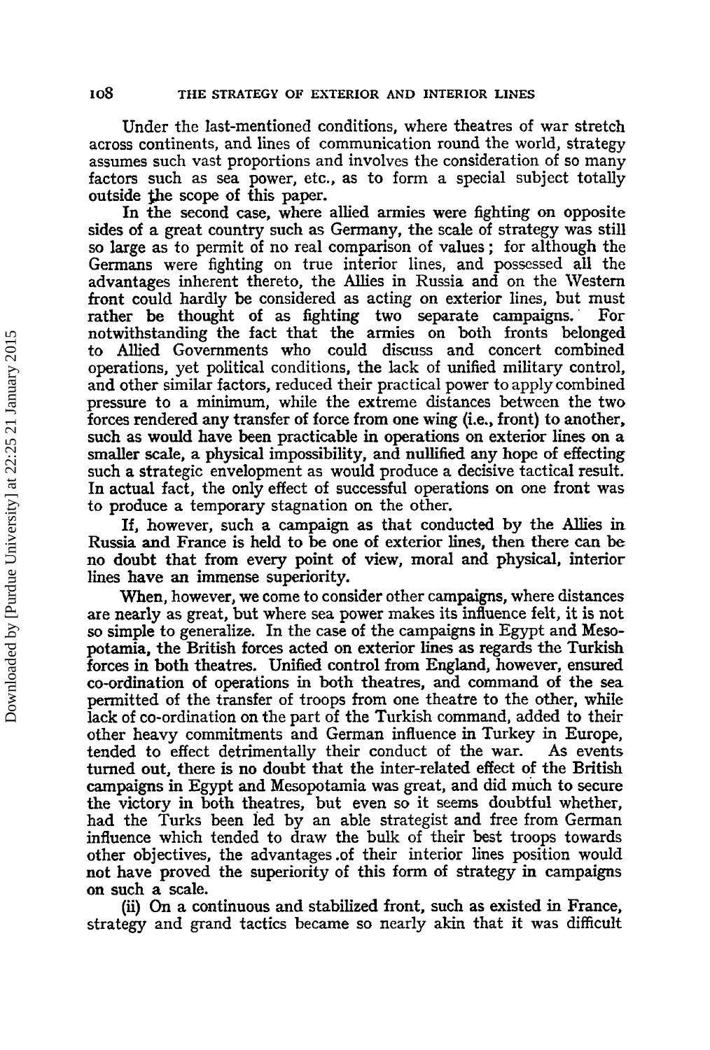Under the last-mentioned conditions, where theatres of war stretch across continents, and lines of communication round the world, strategy assumes such vast proportions and involves the consideration of so many factors such as sea power, etc., as to form a special subject totally outside the scope of this paper.

In the second case, where allied armies were fighting on opposite sides of a great country such as Germany, the scale of strategy was still so large as to permit of no real comparison of values; for although the Germans were fighting on true interior lines, and possessed all the advantages inherent thereto, the Allies in Russia and on the Western front could hardly be considered as acting on exterior lines, but must rather be thought of as fighting two separate campaigns. For notwithstanding the fact that the armies on both fronts belonged to Allied Governments who could discuss and concert combined operations, yet political conditions, the lack of unified military control, and other similar factors, reduced their practical power to apply combined pressure to a minimum, while the extreme distances between the two forces rendered any transfer of force from one wing (i.e., front) to another, such as would have been practicable in operations on exterior lines on a smaller scale, a physical impossibility, and nullified any hope of effecting such a strategic envelopment as would produce a decisive tactical result. In actual fact, the only effect of successful operations on one front was to produce a temporary stagnation on the other.

If, however, such a campaign as that conducted by the Allies in Russia and France is held to be one of exterior lines, then there can be no doubt that from every point of view, moral and physical, interior lines have an immense superiority.

When, however, we come to consider other campaigns, where distances are nearly as great, but where sea power makes its influence felt, it is not so simple to generalize. In the case of the campaigns in Egypt and Mesopotamia, the British forces acted on exterior lines as regards the Turkish forces in both theatres. Unified control from England, however, ensured co-ordination of operations in both theatres, and command of the sea permitted of the transfer of troops from one theatre to the other, while lack of co-ordination on the part of the Turkish command, added to their other heavy commitments and German influence in Turkey in Europe, tended to effect detrimentally their conduct of the war. As events turned out, there is no doubt that the inter-related effect of the British campaigns in Egypt and Mesopotamia was great, and did much to secure the victory in both theatres, but even so it seems doubtful whether, had the Turks been led by an able strategist and free from German influence which tended to draw the bulk of their best troops towards other objectives, the advantages of their interior lines position would not have proved the superiority of this form of strategy in campaigns on such a scale.

(ii) On a continuous and stabilized front, such as existed in France, strategy and grand tactics became so nearly akin that it was difficult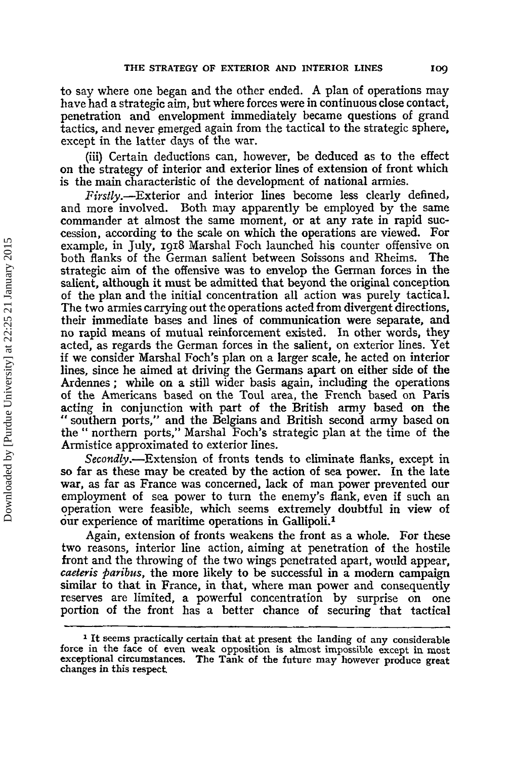to say where one began and the other ended. A plan of operations may have had a strategic aim, but where forces were in continuous close contact, penetration and envelopment immediately became questions of grand tactics, and never emerged again from the tactical to the strategic sphere, except in the latter days of the war.

(iii) Certain deductions can, however, be deduced as to the effect on the strategy of interior and exterior lines of extension of front which is the main characteristic of the development of national armies.

*Firstly.*—Exterior and interior lines become less clearly defined, and more involved. Both may apparently be employed by the same commander at almost the same moment, or at any rate in rapid succession, according to the scale on which the operations are viewed. For example, in July, 1918 Marshal Foch launched his counter offensive on both flanks of the German salient between Soissons and Rheims. The strategic aim of the offensive was to envelop the German forces in the salient, although it must be admitted that beyond the original conception of the plan and the initial concentration all action was purely tactical. The two armies carrying out the operations acted from divergent directions, their immediate bases and lines of communication were separate, and no rapid means of mutual reinforcement existed. In other words, they acted, as regards the German forces in the salient, on exterior lines. Yet if we consider Marshal Foch's plan on a larger scale, he acted on interior lines, since he aimed at driving the Germans apart on either side of the Ardennes; while on a still wider basis again, including the operations of the Americans based on the Toul area, the French based on Paris acting in conjunction with part of the British army based on the "southern ports," and the Belgians and British second army based on the "northern ports," Marshal Foch's strategic plan at the time of the Armistice approximated to exterior lines.

*Secondly.*—Extension of fronts tends to eliminate flanks, except in so far as these may be created by the action of sea power. In the late war, as far as France was concerned, lack of man power prevented our employment of sea power to turn the enemy's flank, even if such an operation were feasible, which seems extremely doubtful in view of our experience of maritime operations in Gallipoli.[1]

Again, extension of fronts weakens the front as a whole. For these two reasons, interior line action, aiming at penetration of the hostile front and the throwing of the two wings penetrated apart, would appear, *caeteris paribus*, the more likely to be successful in a modern campaign similar to that in France, in that, where man power and consequently reserves are limited, a powerful concentration by surprise on one portion of the front has a better chance of securing that tactical

[1] It seems practically certain that at present the landing of any considerable force in the face of even weak opposition is almost impossible except in most exceptional circumstances. The Tank of the future may however produce great changes in this respect.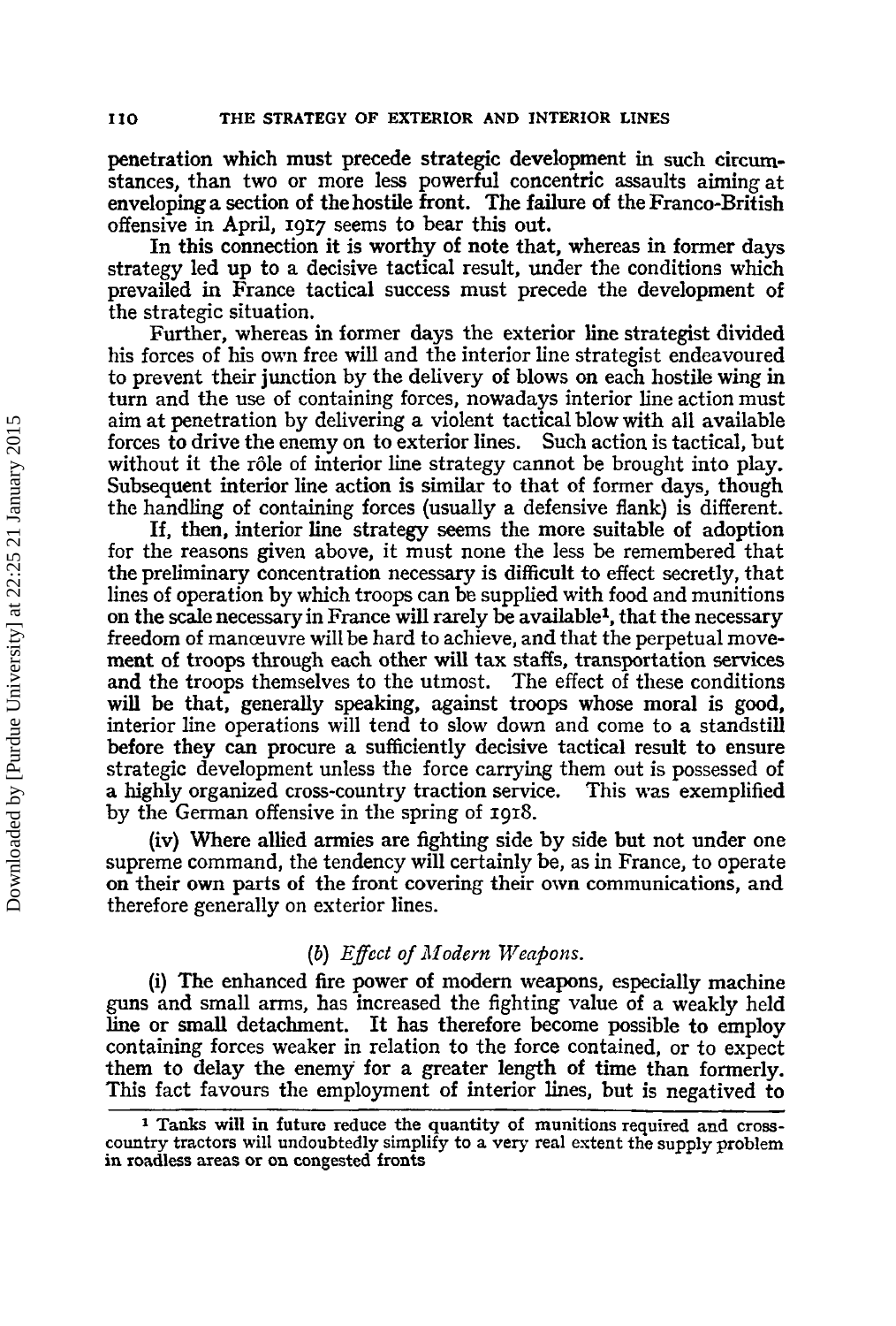penetration which must precede strategic development in such circumstances, than two or more less powerful concentric assaults aiming at enveloping a section of the hostile front. The failure of the Franco-British offensive in April, 1917 seems to bear this out.

In this connection it is worthy of note that, whereas in former days strategy led up to a decisive tactical result, under the conditions which prevailed in France tactical success must precede the development of the strategic situation.

Further, whereas in former days the exterior line strategist divided his forces of his own free will and the interior line strategist endeavoured to prevent their junction by the delivery of blows on each hostile wing in turn and the use of containing forces, nowadays interior line action must aim at penetration by delivering a violent tactical blow with all available forces to drive the enemy on to exterior lines. Such action is tactical, but without it the rôle of interior line strategy cannot be brought into play. Subsequent interior line action is similar to that of former days, though the handling of containing forces (usually a defensive flank) is different.

If, then, interior line strategy seems the more suitable of adoption for the reasons given above, it must none the less be remembered that the preliminary concentration necessary is difficult to effect secretly, that lines of operation by which troops can be supplied with food and munitions on the scale necessary in France will rarely be available[1], that the necessary freedom of manœuvre will be hard to achieve, and that the perpetual movement of troops through each other will tax staffs, transportation services and the troops themselves to the utmost. The effect of these conditions will be that, generally speaking, against troops whose moral is good, interior line operations will tend to slow down and come to a standstill before they can procure a sufficiently decisive tactical result to ensure strategic development unless the force carrying them out is possessed of a highly organized cross-country traction service. This was exemplified by the German offensive in the spring of 1918.

(iv) Where allied armies are fighting side by side but not under one supreme command, the tendency will certainly be, as in France, to operate on their own parts of the front covering their own communications, and therefore generally on exterior lines.

### (b) *Effect of Modern Weapons.*

(i) The enhanced fire power of modern weapons, especially machine guns and small arms, has increased the fighting value of a weakly held line or small detachment. It has therefore become possible to employ containing forces weaker in relation to the force contained, or to expect them to delay the enemy for a greater length of time than formerly. This fact favours the employment of interior lines, but is negatived to

[1] Tanks will in future reduce the quantity of munitions required and cross-country tractors will undoubtedly simplify to a very real extent the supply problem in roadless areas or on congested fronts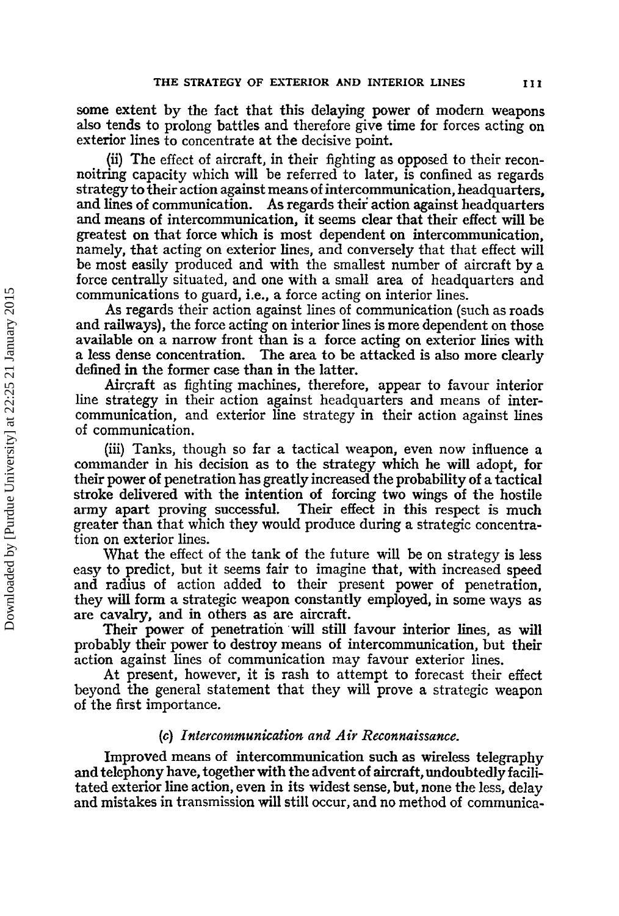some extent by the fact that this delaying power of modern weapons also tends to prolong battles and therefore give time for forces acting on exterior lines to concentrate at the decisive point.

(ii) The effect of aircraft, in their fighting as opposed to their reconnoitring capacity which will be referred to later, is confined as regards strategy to their action against means of intercommunication, headquarters, and lines of communication. As regards their action against headquarters and means of intercommunication, it seems clear that their effect will be greatest on that force which is most dependent on intercommunication, namely, that acting on exterior lines, and conversely that that effect will be most easily produced and with the smallest number of aircraft by a force centrally situated, and one with a small area of headquarters and communications to guard, i.e., a force acting on interior lines.

As regards their action against lines of communication (such as roads and railways), the force acting on interior lines is more dependent on those available on a narrow front than is a force acting on exterior lines with a less dense concentration. The area to be attacked is also more clearly defined in the former case than in the latter.

Aircraft as fighting machines, therefore, appear to favour interior line strategy in their action against headquarters and means of intercommunication, and exterior line strategy in their action against lines of communication.

(iii) Tanks, though so far a tactical weapon, even now influence a commander in his decision as to the strategy which he will adopt, for their power of penetration has greatly increased the probability of a tactical stroke delivered with the intention of forcing two wings of the hostile army apart proving successful. Their effect in this respect is much greater than that which they would produce during a strategic concentration on exterior lines.

What the effect of the tank of the future will be on strategy is less easy to predict, but it seems fair to imagine that, with increased speed and radius of action added to their present power of penetration, they will form a strategic weapon constantly employed, in some ways as are cavalry, and in others as are aircraft.

Their power of penetration will still favour interior lines, as will probably their power to destroy means of intercommunication, but their action against lines of communication may favour exterior lines.

At present, however, it is rash to attempt to forecast their effect beyond the general statement that they will prove a strategic weapon of the first importance.

### (c) *Intercommunication and Air Reconnaissance.*

Improved means of intercommunication such as wireless telegraphy and telephony have, together with the advent of aircraft, undoubtedly facilitated exterior line action, even in its widest sense, but, none the less, delay and mistakes in transmission will still occur, and no method of communica-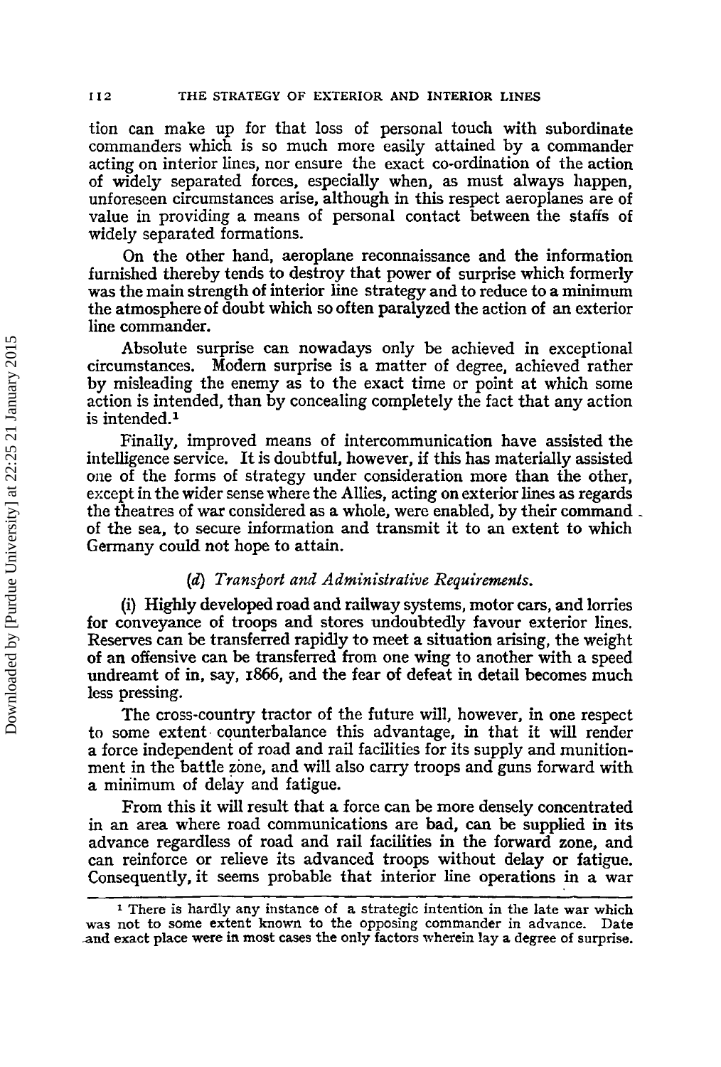tion can make up for that loss of personal touch with subordinate commanders which is so much more easily attained by a commander acting on interior lines, nor ensure the exact co-ordination of the action of widely separated forces, especially when, as must always happen, unforeseen circumstances arise, although in this respect aeroplanes are of value in providing a means of personal contact between the staffs of widely separated formations.

On the other hand, aeroplane reconnaissance and the information furnished thereby tends to destroy that power of surprise which formerly was the main strength of interior line strategy and to reduce to a minimum the atmosphere of doubt which so often paralyzed the action of an exterior line commander.

Absolute surprise can nowadays only be achieved in exceptional circumstances. Modern surprise is a matter of degree, achieved rather by misleading the enemy as to the exact time or point at which some action is intended, than by concealing completely the fact that any action is intended.[1]

Finally, improved means of intercommunication have assisted the intelligence service. It is doubtful, however, if this has materially assisted one of the forms of strategy under consideration more than the other, except in the wider sense where the Allies, acting on exterior lines as regards the theatres of war considered as a whole, were enabled, by their command of the sea, to secure information and transmit it to an extent to which Germany could not hope to attain.

### (*d*) *Transport and Administrative Requirements.*

(i) Highly developed road and railway systems, motor cars, and lorries for conveyance of troops and stores undoubtedly favour exterior lines. Reserves can be transferred rapidly to meet a situation arising, the weight of an offensive can be transferred from one wing to another with a speed undreamt of in, say, 1866, and the fear of defeat in detail becomes much less pressing.

The cross-country tractor of the future will, however, in one respect to some extent counterbalance this advantage, in that it will render a force independent of road and rail facilities for its supply and munitionment in the battle zone, and will also carry troops and guns forward with a minimum of delay and fatigue.

From this it will result that a force can be more densely concentrated in an area where road communications are bad, can be supplied in its advance regardless of road and rail facilities in the forward zone, and can reinforce or relieve its advanced troops without delay or fatigue. Consequently, it seems probable that interior line operations in a war

[1] There is hardly any instance of a strategic intention in the late war which was not to some extent known to the opposing commander in advance. Date and exact place were in most cases the only factors wherein lay a degree of surprise.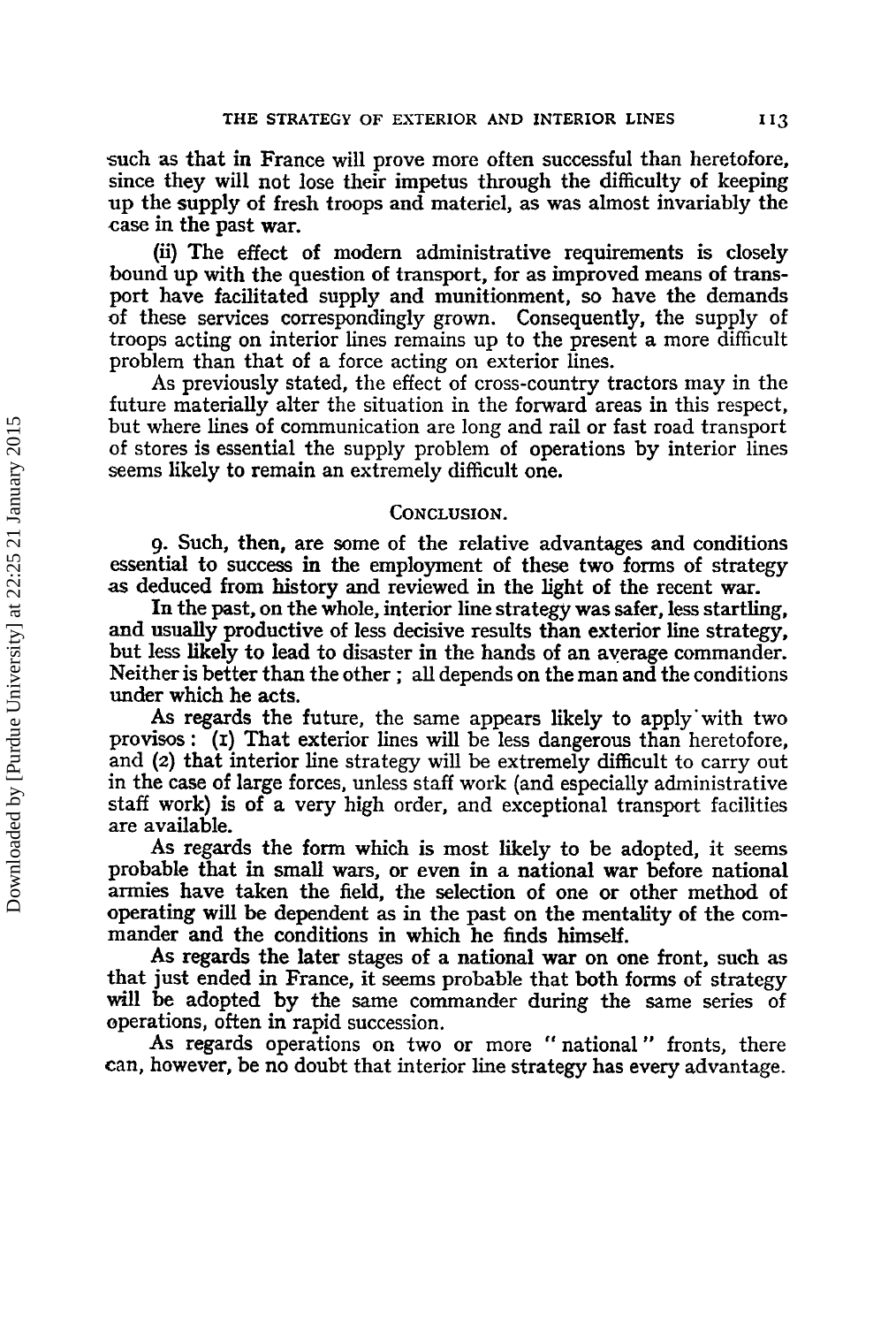such as that in France will prove more often successful than heretofore, since they will not lose their impetus through the difficulty of keeping up the supply of fresh troops and materiel, as was almost invariably the case in the past war.

(ii) The effect of modern administrative requirements is closely bound up with the question of transport, for as improved means of transport have facilitated supply and munitionment, so have the demands of these services correspondingly grown. Consequently, the supply of troops acting on interior lines remains up to the present a more difficult problem than that of a force acting on exterior lines.

As previously stated, the effect of cross-country tractors may in the future materially alter the situation in the forward areas in this respect, but where lines of communication are long and rail or fast road transport of stores is essential the supply problem of operations by interior lines seems likely to remain an extremely difficult one.

## Conclusion.

9. Such, then, are some of the relative advantages and conditions essential to success in the employment of these two forms of strategy as deduced from history and reviewed in the light of the recent war.

In the past, on the whole, interior line strategy was safer, less startling, and usually productive of less decisive results than exterior line strategy, but less likely to lead to disaster in the hands of an average commander. Neither is better than the other ; all depends on the man and the conditions under which he acts.

As regards the future, the same appears likely to apply with two provisos : (1) That exterior lines will be less dangerous than heretofore, and (2) that interior line strategy will be extremely difficult to carry out in the case of large forces, unless staff work (and especially administrative staff work) is of a very high order, and exceptional transport facilities are available.

As regards the form which is most likely to be adopted, it seems probable that in small wars, or even in a national war before national armies have taken the field, the selection of one or other method of operating will be dependent as in the past on the mentality of the commander and the conditions in which he finds himself.

As regards the later stages of a national war on one front, such as that just ended in France, it seems probable that both forms of strategy will be adopted by the same commander during the same series of operations, often in rapid succession.

As regards operations on two or more " national " fronts, there can, however, be no doubt that interior line strategy has every advantage.